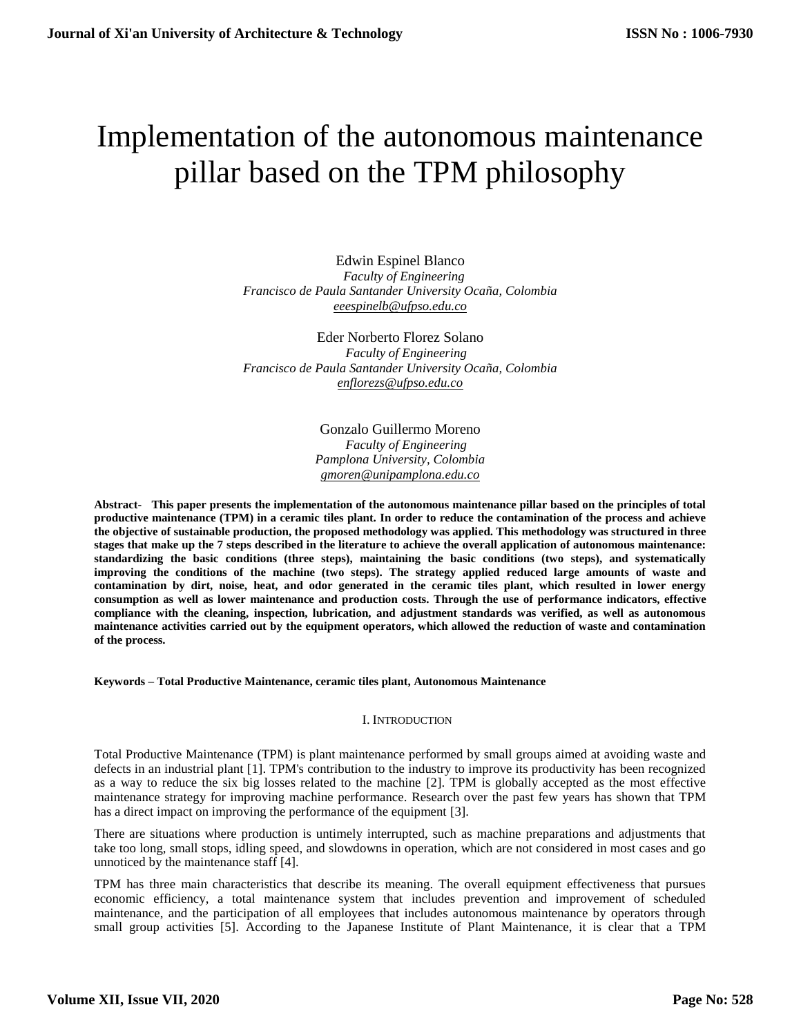# Implementation of the autonomous maintenance pillar based on the TPM philosophy

Edwin Espinel Blanco
*Faculty of Engineering*
*Francisco de Paula Santander University Ocaña, Colombia*
eeespinelb@ufpso.edu.co

Eder Norberto Florez Solano
*Faculty of Engineering*
*Francisco de Paula Santander University Ocaña, Colombia*
enflorezs@ufpso.edu.co

Gonzalo Guillermo Moreno
*Faculty of Engineering*
*Pamplona University, Colombia*
gmoren@unipamplona.edu.co

**Abstract- This paper presents the implementation of the autonomous maintenance pillar based on the principles of total productive maintenance (TPM) in a ceramic tiles plant. In order to reduce the contamination of the process and achieve the objective of sustainable production, the proposed methodology was applied. This methodology was structured in three stages that make up the 7 steps described in the literature to achieve the overall application of autonomous maintenance: standardizing the basic conditions (three steps), maintaining the basic conditions (two steps), and systematically improving the conditions of the machine (two steps). The strategy applied reduced large amounts of waste and contamination by dirt, noise, heat, and odor generated in the ceramic tiles plant, which resulted in lower energy consumption as well as lower maintenance and production costs. Through the use of performance indicators, effective compliance with the cleaning, inspection, lubrication, and adjustment standards was verified, as well as autonomous maintenance activities carried out by the equipment operators, which allowed the reduction of waste and contamination of the process.**

**Keywords – Total Productive Maintenance, ceramic tiles plant, Autonomous Maintenance**

## I. INTRODUCTION

Total Productive Maintenance (TPM) is plant maintenance performed by small groups aimed at avoiding waste and defects in an industrial plant [1]. TPM's contribution to the industry to improve its productivity has been recognized as a way to reduce the six big losses related to the machine [2]. TPM is globally accepted as the most effective maintenance strategy for improving machine performance. Research over the past few years has shown that TPM has a direct impact on improving the performance of the equipment [3].

There are situations where production is untimely interrupted, such as machine preparations and adjustments that take too long, small stops, idling speed, and slowdowns in operation, which are not considered in most cases and go unnoticed by the maintenance staff [4].

TPM has three main characteristics that describe its meaning. The overall equipment effectiveness that pursues economic efficiency, a total maintenance system that includes prevention and improvement of scheduled maintenance, and the participation of all employees that includes autonomous maintenance by operators through small group activities [5]. According to the Japanese Institute of Plant Maintenance, it is clear that a TPM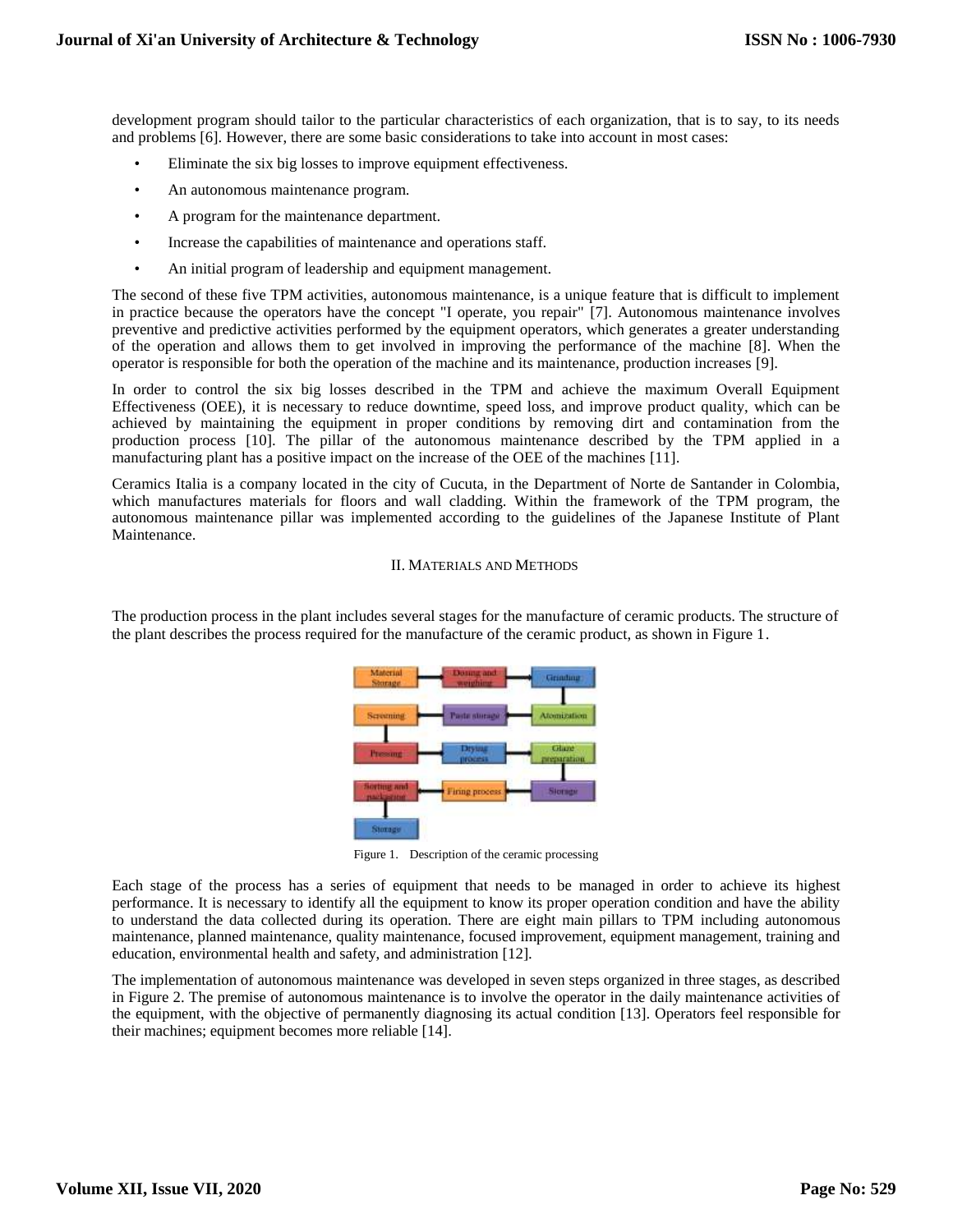development program should tailor to the particular characteristics of each organization, that is to say, to its needs and problems [6]. However, there are some basic considerations to take into account in most cases:

- Eliminate the six big losses to improve equipment effectiveness.
- An autonomous maintenance program.
- A program for the maintenance department.
- Increase the capabilities of maintenance and operations staff.
- An initial program of leadership and equipment management.

The second of these five TPM activities, autonomous maintenance, is a unique feature that is difficult to implement in practice because the operators have the concept "I operate, you repair" [7]. Autonomous maintenance involves preventive and predictive activities performed by the equipment operators, which generates a greater understanding of the operation and allows them to get involved in improving the performance of the machine [8]. When the operator is responsible for both the operation of the machine and its maintenance, production increases [9].

In order to control the six big losses described in the TPM and achieve the maximum Overall Equipment Effectiveness (OEE), it is necessary to reduce downtime, speed loss, and improve product quality, which can be achieved by maintaining the equipment in proper conditions by removing dirt and contamination from the production process [10]. The pillar of the autonomous maintenance described by the TPM applied in a manufacturing plant has a positive impact on the increase of the OEE of the machines [11].

Ceramics Italia is a company located in the city of Cucuta, in the Department of Norte de Santander in Colombia, which manufactures materials for floors and wall cladding. Within the framework of the TPM program, the autonomous maintenance pillar was implemented according to the guidelines of the Japanese Institute of Plant Maintenance.

## II. Materials and Methods

The production process in the plant includes several stages for the manufacture of ceramic products. The structure of the plant describes the process required for the manufacture of the ceramic product, as shown in Figure 1.

Figure 1. Description of the ceramic processing

Each stage of the process has a series of equipment that needs to be managed in order to achieve its highest performance. It is necessary to identify all the equipment to know its proper operation condition and have the ability to understand the data collected during its operation. There are eight main pillars to TPM including autonomous maintenance, planned maintenance, quality maintenance, focused improvement, equipment management, training and education, environmental health and safety, and administration [12].

The implementation of autonomous maintenance was developed in seven steps organized in three stages, as described in Figure 2. The premise of autonomous maintenance is to involve the operator in the daily maintenance activities of the equipment, with the objective of permanently diagnosing its actual condition [13]. Operators feel responsible for their machines; equipment becomes more reliable [14].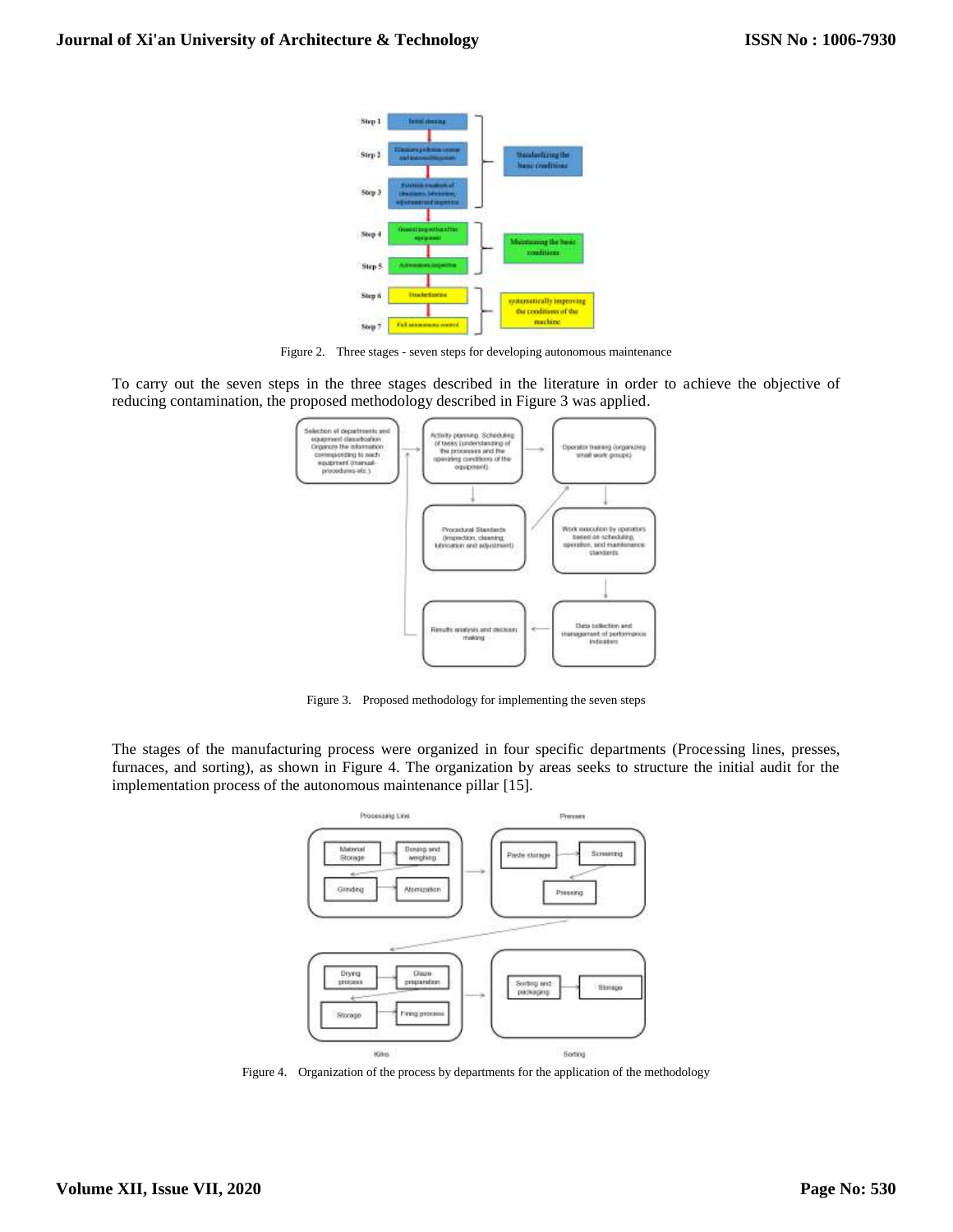Figure 2. Three stages - seven steps for developing autonomous maintenance

To carry out the seven steps in the three stages described in the literature in order to achieve the objective of reducing contamination, the proposed methodology described in Figure 3 was applied.

Figure 3. Proposed methodology for implementing the seven steps

The stages of the manufacturing process were organized in four specific departments (Processing lines, presses, furnaces, and sorting), as shown in Figure 4. The organization by areas seeks to structure the initial audit for the implementation process of the autonomous maintenance pillar [15].

Figure 4. Organization of the process by departments for the application of the methodology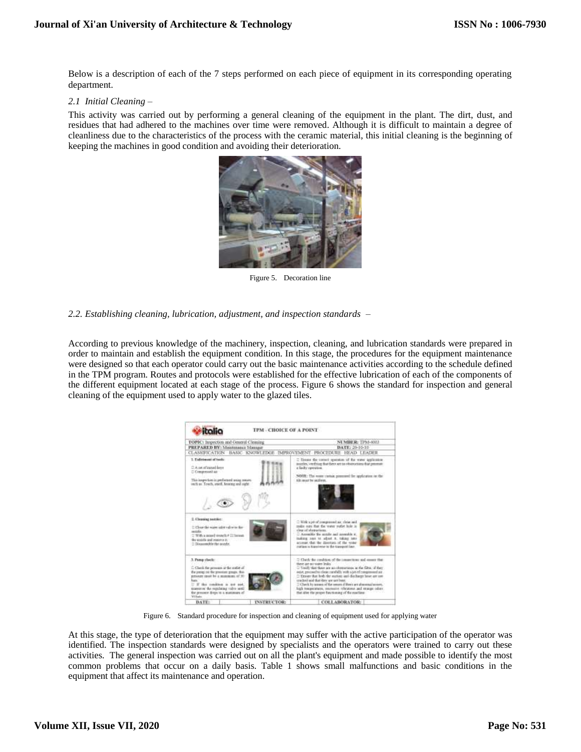Below is a description of each of the 7 steps performed on each piece of equipment in its corresponding operating department.

*2.1 Initial Cleaning –*

This activity was carried out by performing a general cleaning of the equipment in the plant. The dirt, dust, and residues that had adhered to the machines over time were removed. Although it is difficult to maintain a degree of cleanliness due to the characteristics of the process with the ceramic material, this initial cleaning is the beginning of keeping the machines in good condition and avoiding their deterioration.

Figure 5. Decoration line

*2.2. Establishing cleaning, lubrication, adjustment, and inspection standards –*

According to previous knowledge of the machinery, inspection, cleaning, and lubrication standards were prepared in order to maintain and establish the equipment condition. In this stage, the procedures for the equipment maintenance were designed so that each operator could carry out the basic maintenance activities according to the schedule defined in the TPM program. Routes and protocols were established for the effective lubrication of each of the components of the different equipment located at each stage of the process. Figure 6 shows the standard for inspection and general cleaning of the equipment used to apply water to the glazed tiles.

Figure 6. Standard procedure for inspection and cleaning of equipment used for applying water

At this stage, the type of deterioration that the equipment may suffer with the active participation of the operator was identified. The inspection standards were designed by specialists and the operators were trained to carry out these activities. The general inspection was carried out on all the plant's equipment and made possible to identify the most common problems that occur on a daily basis. Table 1 shows small malfunctions and basic conditions in the equipment that affect its maintenance and operation.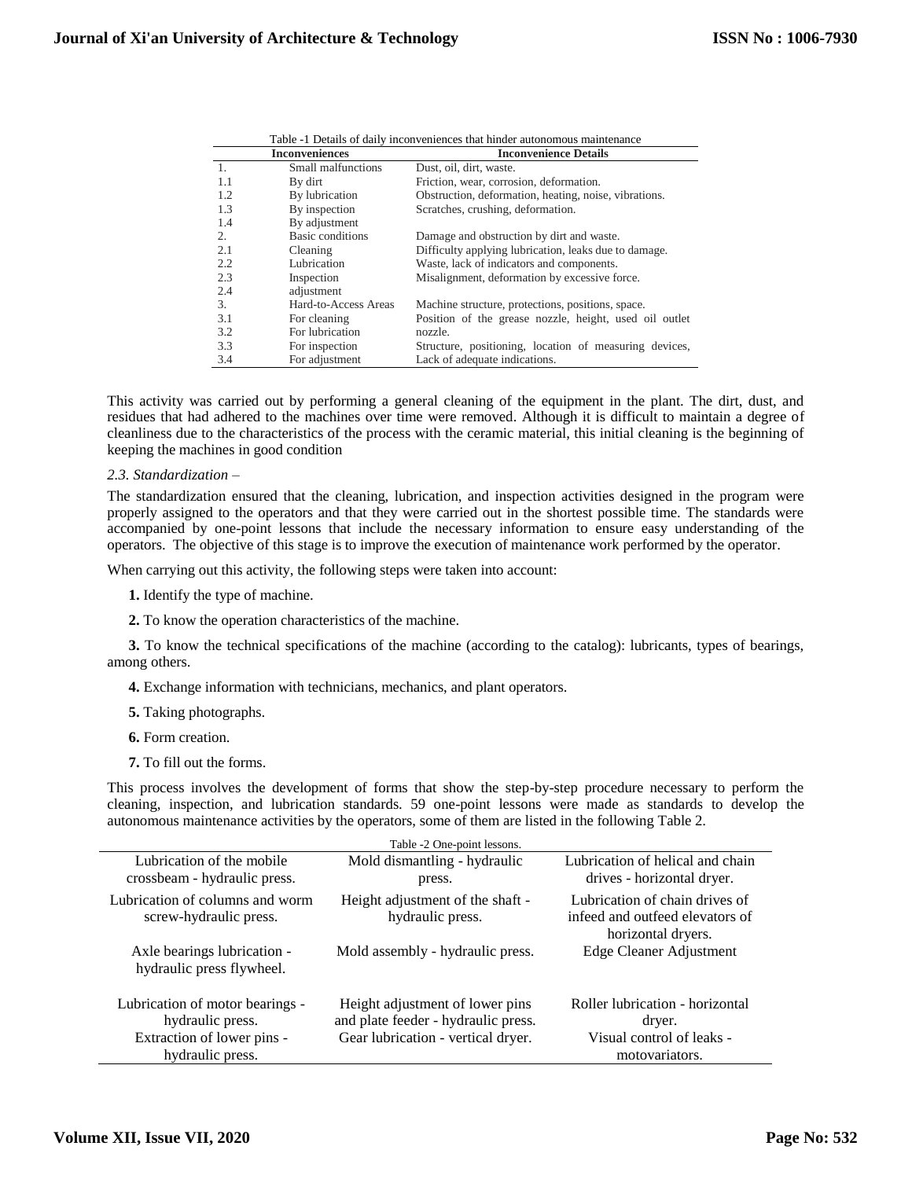Table -1 Details of daily inconveniences that hinder autonomous maintenance

| | Inconveniences | Inconvenience Details |
|---|---|---|
| 1. | Small malfunctions | Dust, oil, dirt, waste. |
| 1.1 | By dirt | Friction, wear, corrosion, deformation. |
| 1.2 | By lubrication | Obstruction, deformation, heating, noise, vibrations. |
| 1.3 | By inspection | Scratches, crushing, deformation. |
| 1.4 | By adjustment | |
| 2. | Basic conditions | Damage and obstruction by dirt and waste. |
| 2.1 | Cleaning | Difficulty applying lubrication, leaks due to damage. |
| 2.2 | Lubrication | Waste, lack of indicators and components. |
| 2.3 | Inspection | Misalignment, deformation by excessive force. |
| 2.4 | adjustment | |
| 3. | Hard-to-Access Areas | Machine structure, protections, positions, space. |
| 3.1 | For cleaning | Position of the grease nozzle, height, used oil outlet |
| 3.2 | For lubrication | nozzle. |
| 3.3 | For inspection | Structure, positioning, location of measuring devices, |
| 3.4 | For adjustment | Lack of adequate indications. |

This activity was carried out by performing a general cleaning of the equipment in the plant. The dirt, dust, and residues that had adhered to the machines over time were removed. Although it is difficult to maintain a degree of cleanliness due to the characteristics of the process with the ceramic material, this initial cleaning is the beginning of keeping the machines in good condition

*2.3. Standardization –*

The standardization ensured that the cleaning, lubrication, and inspection activities designed in the program were properly assigned to the operators and that they were carried out in the shortest possible time. The standards were accompanied by one-point lessons that include the necessary information to ensure easy understanding of the operators. The objective of this stage is to improve the execution of maintenance work performed by the operator.

When carrying out this activity, the following steps were taken into account:

**1.** Identify the type of machine.

**2.** To know the operation characteristics of the machine.

**3.** To know the technical specifications of the machine (according to the catalog): lubricants, types of bearings, among others.

**4.** Exchange information with technicians, mechanics, and plant operators.

**5.** Taking photographs.

**6.** Form creation.

**7.** To fill out the forms.

This process involves the development of forms that show the step-by-step procedure necessary to perform the cleaning, inspection, and lubrication standards. 59 one-point lessons were made as standards to develop the autonomous maintenance activities by the operators, some of them are listed in the following Table 2.

Table -2 One-point lessons.

| | | |
|---|---|---|
| Lubrication of the mobile crossbeam - hydraulic press. | Mold dismantling - hydraulic press. | Lubrication of helical and chain drives - horizontal dryer. |
| Lubrication of columns and worm screw-hydraulic press. | Height adjustment of the shaft - hydraulic press. | Lubrication of chain drives of infeed and outfeed elevators of horizontal dryers. |
| Axle bearings lubrication - hydraulic press flywheel. | Mold assembly - hydraulic press. | Edge Cleaner Adjustment |
| Lubrication of motor bearings - hydraulic press. | Height adjustment of lower pins and plate feeder - hydraulic press. | Roller lubrication - horizontal dryer. |
| Extraction of lower pins - hydraulic press. | Gear lubrication - vertical dryer. | Visual control of leaks - motovariators. |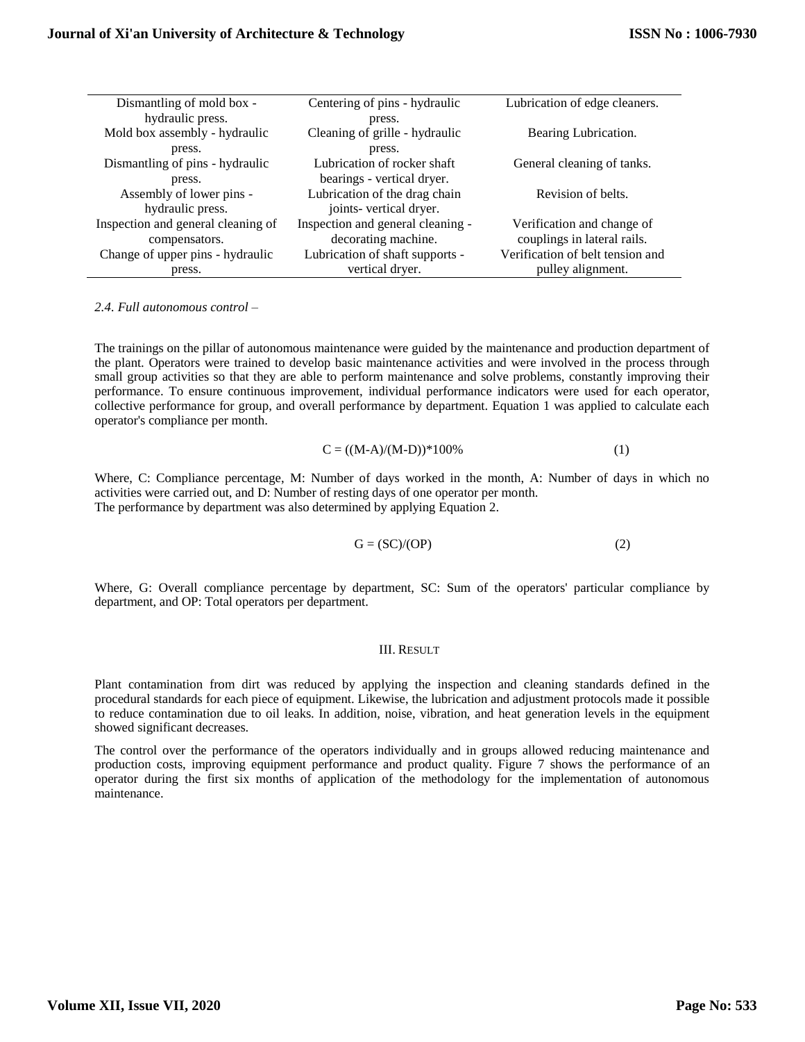| | | |
|---|---|---|
| Dismantling of mold box - hydraulic press. | Centering of pins - hydraulic press. | Lubrication of edge cleaners. |
| Mold box assembly - hydraulic press. | Cleaning of grille - hydraulic press. | Bearing Lubrication. |
| Dismantling of pins - hydraulic press. | Lubrication of rocker shaft bearings - vertical dryer. | General cleaning of tanks. |
| Assembly of lower pins - hydraulic press. | Lubrication of the drag chain joints- vertical dryer. | Revision of belts. |
| Inspection and general cleaning of compensators. | Inspection and general cleaning - decorating machine. | Verification and change of couplings in lateral rails. |
| Change of upper pins - hydraulic press. | Lubrication of shaft supports - vertical dryer. | Verification of belt tension and pulley alignment. |

### *2.4. Full autonomous control –*

The trainings on the pillar of autonomous maintenance were guided by the maintenance and production department of the plant. Operators were trained to develop basic maintenance activities and were involved in the process through small group activities so that they are able to perform maintenance and solve problems, constantly improving their performance. To ensure continuous improvement, individual performance indicators were used for each operator, collective performance for group, and overall performance by department. Equation 1 was applied to calculate each operator's compliance per month.

$$C = ((M-A)/(M-D))*100\% \qquad (1)$$

Where, C: Compliance percentage, M: Number of days worked in the month, A: Number of days in which no activities were carried out, and D: Number of resting days of one operator per month.
The performance by department was also determined by applying Equation 2.

$$G = (SC)/(OP) \qquad (2)$$

Where, G: Overall compliance percentage by department, SC: Sum of the operators' particular compliance by department, and OP: Total operators per department.

## III. RESULT

Plant contamination from dirt was reduced by applying the inspection and cleaning standards defined in the procedural standards for each piece of equipment. Likewise, the lubrication and adjustment protocols made it possible to reduce contamination due to oil leaks. In addition, noise, vibration, and heat generation levels in the equipment showed significant decreases.

The control over the performance of the operators individually and in groups allowed reducing maintenance and production costs, improving equipment performance and product quality. Figure 7 shows the performance of an operator during the first six months of application of the methodology for the implementation of autonomous maintenance.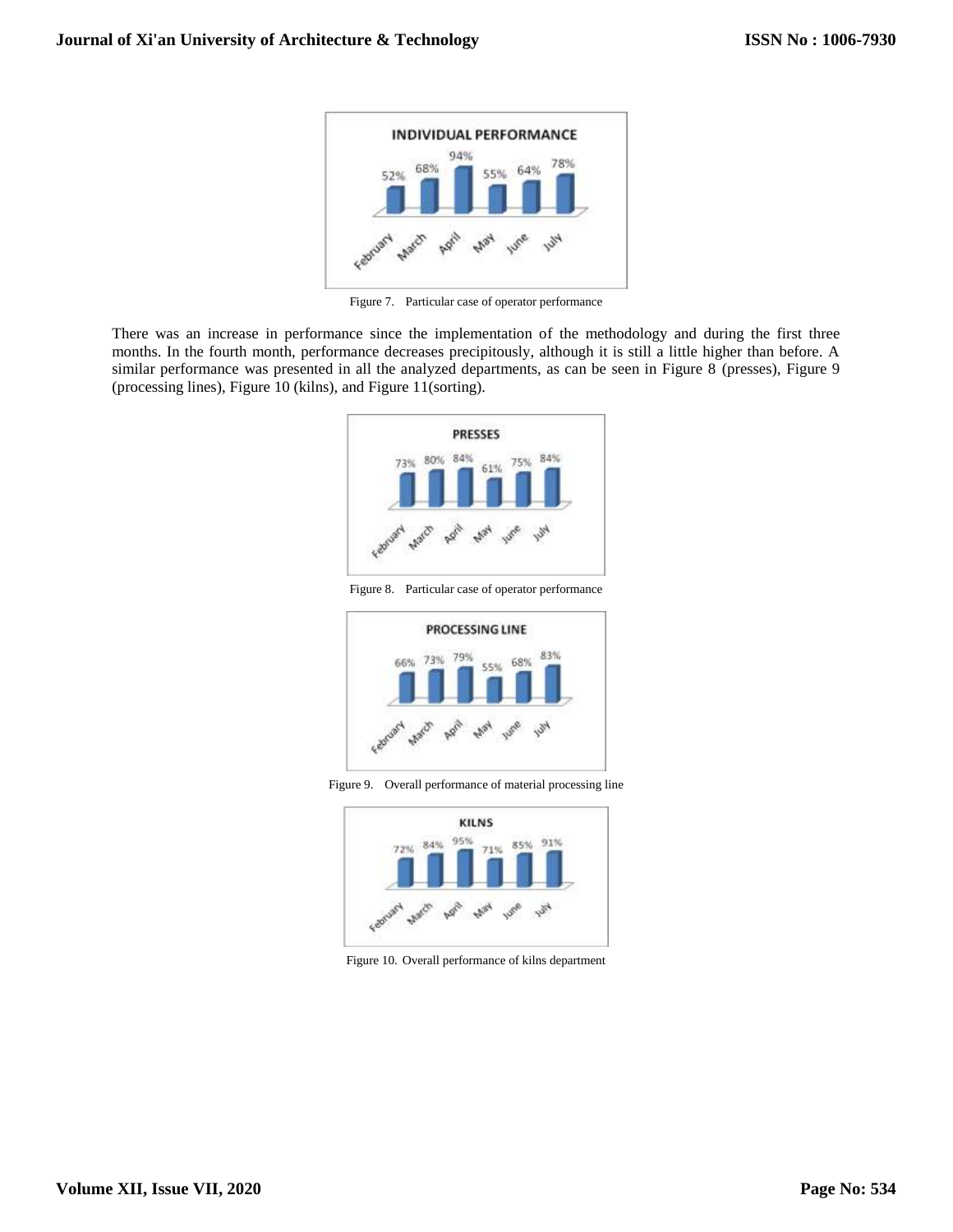INDIVIDUAL PERFORMANCE

| February | March | April | May | June | July |
| --- | --- | --- | --- | --- | --- |
| 52% | 68% | 94% | 55% | 64% | 78% |

Figure 7. Particular case of operator performance

There was an increase in performance since the implementation of the methodology and during the first three months. In the fourth month, performance decreases precipitously, although it is still a little higher than before. A similar performance was presented in all the analyzed departments, as can be seen in Figure 8 (presses), Figure 9 (processing lines), Figure 10 (kilns), and Figure 11(sorting).

PRESSES

| February | March | April | May | June | July |
| --- | --- | --- | --- | --- | --- |
| 73% | 80% | 84% | 61% | 75% | 84% |

Figure 8. Particular case of operator performance

PROCESSING LINE

| February | March | April | May | June | July |
| --- | --- | --- | --- | --- | --- |
| 66% | 73% | 79% | 55% | 68% | 83% |

Figure 9. Overall performance of material processing line

KILNS

| February | March | April | May | June | July |
| --- | --- | --- | --- | --- | --- |
| 72% | 84% | 95% | 71% | 85% | 91% |

Figure 10. Overall performance of kilns department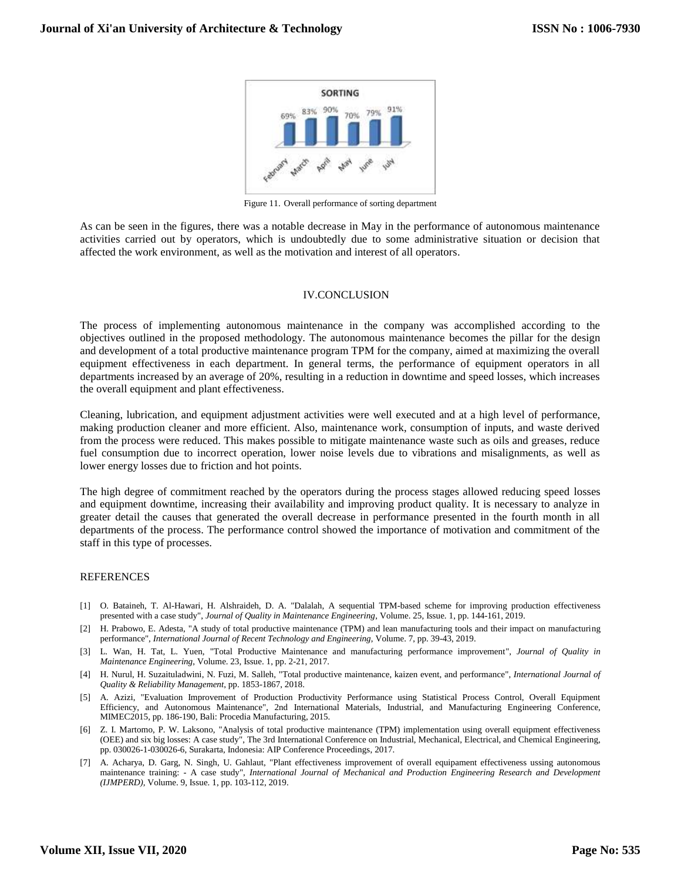Figure 11. Overall performance of sorting department

As can be seen in the figures, there was a notable decrease in May in the performance of autonomous maintenance activities carried out by operators, which is undoubtedly due to some administrative situation or decision that affected the work environment, as well as the motivation and interest of all operators.

## IV.CONCLUSION

The process of implementing autonomous maintenance in the company was accomplished according to the objectives outlined in the proposed methodology. The autonomous maintenance becomes the pillar for the design and development of a total productive maintenance program TPM for the company, aimed at maximizing the overall equipment effectiveness in each department. In general terms, the performance of equipment operators in all departments increased by an average of 20%, resulting in a reduction in downtime and speed losses, which increases the overall equipment and plant effectiveness.

Cleaning, lubrication, and equipment adjustment activities were well executed and at a high level of performance, making production cleaner and more efficient. Also, maintenance work, consumption of inputs, and waste derived from the process were reduced. This makes possible to mitigate maintenance waste such as oils and greases, reduce fuel consumption due to incorrect operation, lower noise levels due to vibrations and misalignments, as well as lower energy losses due to friction and hot points.

The high degree of commitment reached by the operators during the process stages allowed reducing speed losses and equipment downtime, increasing their availability and improving product quality. It is necessary to analyze in greater detail the causes that generated the overall decrease in performance presented in the fourth month in all departments of the process. The performance control showed the importance of motivation and commitment of the staff in this type of processes.

## REFERENCES

[1] O. Bataineh, T. Al-Hawari, H. Alshraideh, D. A. "Dalalah, A sequential TPM-based scheme for improving production effectiveness presented with a case study", *Journal of Quality in Maintenance Engineering*, Volume. 25, Issue. 1, pp. 144-161, 2019.

[2] H. Prabowo, E. Adesta, "A study of total productive maintenance (TPM) and lean manufacturing tools and their impact on manufacturing performance", *International Journal of Recent Technology and Engineering*, Volume. 7, pp. 39-43, 2019.

[3] L. Wan, H. Tat, L. Yuen, "Total Productive Maintenance and manufacturing performance improvement", *Journal of Quality in Maintenance Engineering*, Volume. 23, Issue. 1, pp. 2-21, 2017.

[4] H. Nurul, H. Suzaituladwini, N. Fuzi, M. Salleh, "Total productive maintenance, kaizen event, and performance", *International Journal of Quality & Reliability Management*, pp. 1853-1867, 2018.

[5] A. Azizi, "Evaluation Improvement of Production Productivity Performance using Statistical Process Control, Overall Equipment Efficiency, and Autonomous Maintenance", 2nd International Materials, Industrial, and Manufacturing Engineering Conference, MIMEC2015, pp. 186-190, Bali: Procedia Manufacturing, 2015.

[6] Z. I. Martomo, P. W. Laksono, "Analysis of total productive maintenance (TPM) implementation using overall equipment effectiveness (OEE) and six big losses: A case study", The 3rd International Conference on Industrial, Mechanical, Electrical, and Chemical Engineering, pp. 030026-1-030026-6, Surakarta, Indonesia: AIP Conference Proceedings, 2017.

[7] A. Acharya, D. Garg, N. Singh, U. Gahlaut, "Plant effectiveness improvement of overall equipament effectiveness ussing autonomous maintenance training: - A case study", *International Journal of Mechanical and Production Engineering Research and Development (IJMPERD)*, Volume. 9, Issue. 1, pp. 103-112, 2019.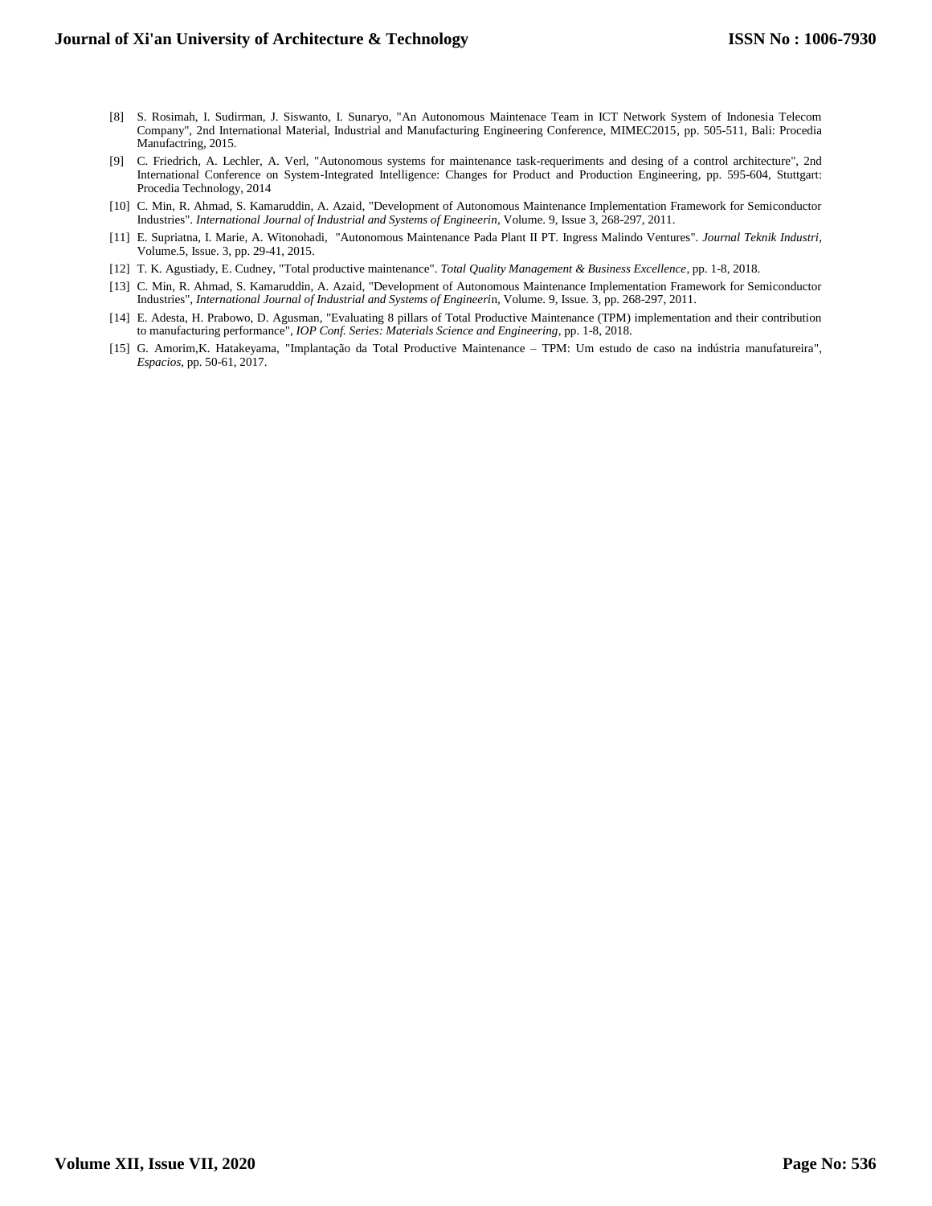[8] S. Rosimah, I. Sudirman, J. Siswanto, I. Sunaryo, "An Autonomous Maintenace Team in ICT Network System of Indonesia Telecom Company", 2nd International Material, Industrial and Manufacturing Engineering Conference, MIMEC2015, pp. 505-511, Bali: Procedia Manufactring, 2015.

[9] C. Friedrich, A. Lechler, A. Verl, "Autonomous systems for maintenance task-requeriments and desing of a control architecture", 2nd International Conference on System-Integrated Intelligence: Changes for Product and Production Engineering, pp. 595-604, Stuttgart: Procedia Technology, 2014

[10] C. Min, R. Ahmad, S. Kamaruddin, A. Azaid, "Development of Autonomous Maintenance Implementation Framework for Semiconductor Industries". *International Journal of Industrial and Systems of Engineerin*, Volume. 9, Issue 3, 268-297, 2011.

[11] E. Supriatna, I. Marie, A. Witonohadi, "Autonomous Maintenance Pada Plant II PT. Ingress Malindo Ventures". *Journal Teknik Industri*, Volume.5, Issue. 3, pp. 29-41, 2015.

[12] T. K. Agustiady, E. Cudney, "Total productive maintenance". *Total Quality Management & Business Excellence*, pp. 1-8, 2018.

[13] C. Min, R. Ahmad, S. Kamaruddin, A. Azaid, "Development of Autonomous Maintenance Implementation Framework for Semiconductor Industries", *International Journal of Industrial and Systems of Engineeri*n, Volume. 9, Issue. 3, pp. 268-297, 2011.

[14] E. Adesta, H. Prabowo, D. Agusman, "Evaluating 8 pillars of Total Productive Maintenance (TPM) implementation and their contribution to manufacturing performance", *IOP Conf. Series: Materials Science and Engineering*, pp. 1-8, 2018.

[15] G. Amorim,K. Hatakeyama, "Implantação da Total Productive Maintenance – TPM: Um estudo de caso na indústria manufatureira", *Espacios*, pp. 50-61, 2017.